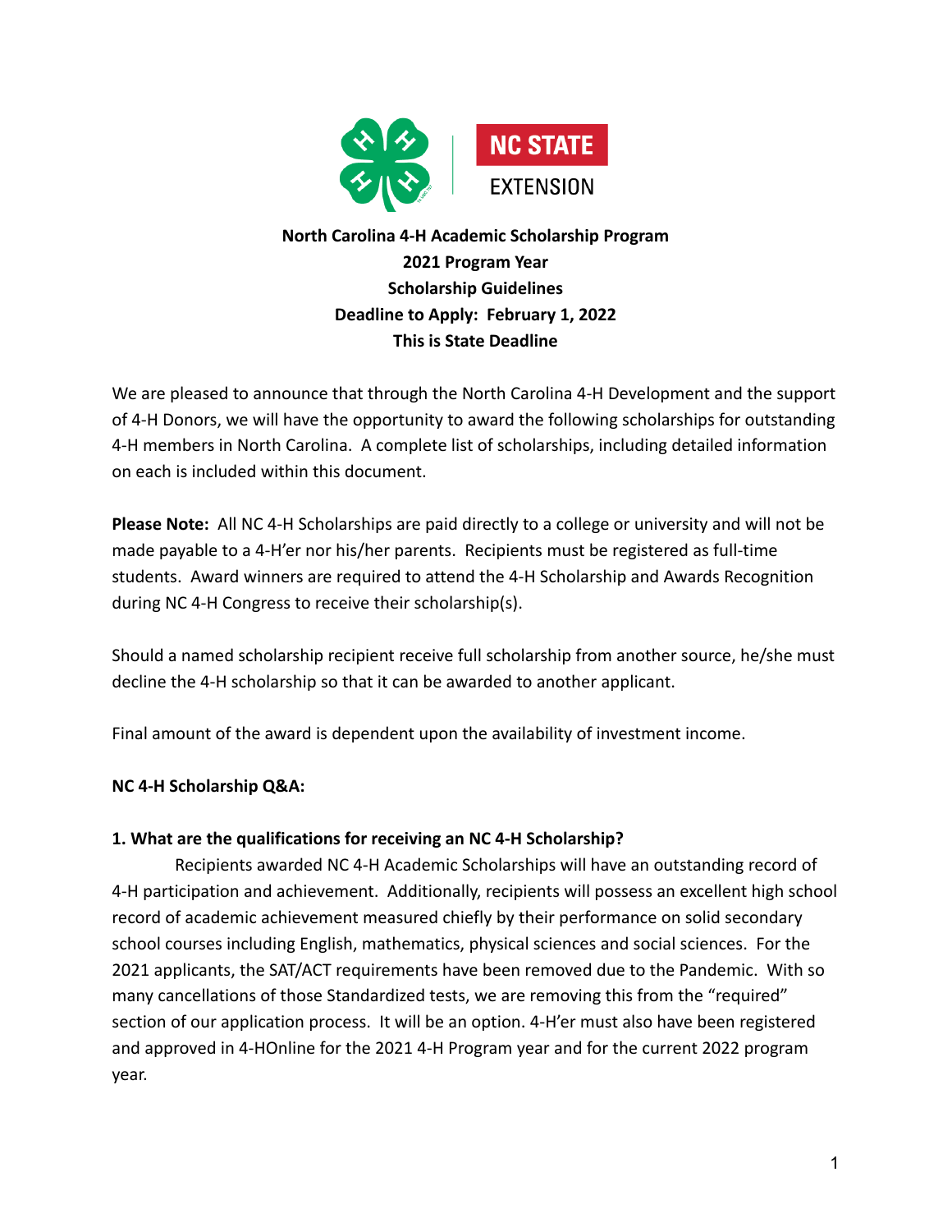**North Carolina 4-H Academic Scholarship Program**
**2021 Program Year**
**Scholarship Guidelines**
**Deadline to Apply: February 1, 2022**
**This is State Deadline**

We are pleased to announce that through the North Carolina 4-H Development and the support of 4-H Donors, we will have the opportunity to award the following scholarships for outstanding 4-H members in North Carolina. A complete list of scholarships, including detailed information on each is included within this document.

**Please Note:** All NC 4-H Scholarships are paid directly to a college or university and will not be made payable to a 4-H'er nor his/her parents. Recipients must be registered as full-time students. Award winners are required to attend the 4-H Scholarship and Awards Recognition during NC 4-H Congress to receive their scholarship(s).

Should a named scholarship recipient receive full scholarship from another source, he/she must decline the 4-H scholarship so that it can be awarded to another applicant.

Final amount of the award is dependent upon the availability of investment income.

**NC 4-H Scholarship Q&A:**

**1. What are the qualifications for receiving an NC 4-H Scholarship?**

Recipients awarded NC 4-H Academic Scholarships will have an outstanding record of 4-H participation and achievement. Additionally, recipients will possess an excellent high school record of academic achievement measured chiefly by their performance on solid secondary school courses including English, mathematics, physical sciences and social sciences. For the 2021 applicants, the SAT/ACT requirements have been removed due to the Pandemic. With so many cancellations of those Standardized tests, we are removing this from the "required" section of our application process. It will be an option. 4-H'er must also have been registered and approved in 4-HOnline for the 2021 4-H Program year and for the current 2022 program year.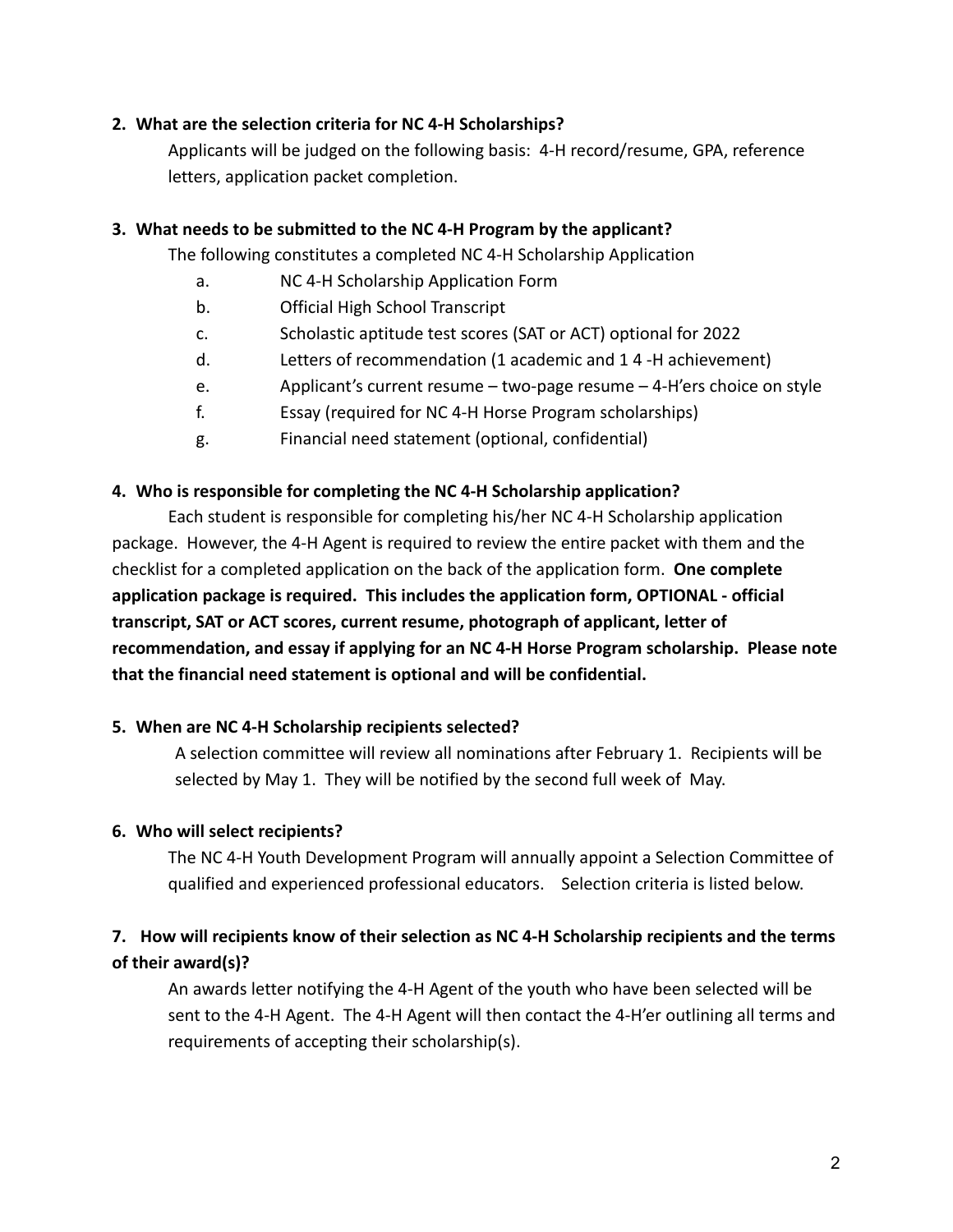**2. What are the selection criteria for NC 4-H Scholarships?**

Applicants will be judged on the following basis: 4-H record/resume, GPA, reference letters, application packet completion.

**3. What needs to be submitted to the NC 4-H Program by the applicant?**

The following constitutes a completed NC 4-H Scholarship Application

a. NC 4-H Scholarship Application Form

b. Official High School Transcript

c. Scholastic aptitude test scores (SAT or ACT) optional for 2022

d. Letters of recommendation (1 academic and 1 4 -H achievement)

e. Applicant's current resume – two-page resume – 4-H'ers choice on style

f. Essay (required for NC 4-H Horse Program scholarships)

g. Financial need statement (optional, confidential)

**4. Who is responsible for completing the NC 4-H Scholarship application?**

Each student is responsible for completing his/her NC 4-H Scholarship application package. However, the 4-H Agent is required to review the entire packet with them and the checklist for a completed application on the back of the application form. **One complete application package is required. This includes the application form, OPTIONAL - official transcript, SAT or ACT scores, current resume, photograph of applicant, letter of recommendation, and essay if applying for an NC 4-H Horse Program scholarship. Please note that the financial need statement is optional and will be confidential.**

**5. When are NC 4-H Scholarship recipients selected?**

A selection committee will review all nominations after February 1. Recipients will be selected by May 1. They will be notified by the second full week of May.

**6. Who will select recipients?**

The NC 4-H Youth Development Program will annually appoint a Selection Committee of qualified and experienced professional educators. Selection criteria is listed below.

**7. How will recipients know of their selection as NC 4-H Scholarship recipients and the terms of their award(s)?**

An awards letter notifying the 4-H Agent of the youth who have been selected will be sent to the 4-H Agent. The 4-H Agent will then contact the 4-H'er outlining all terms and requirements of accepting their scholarship(s).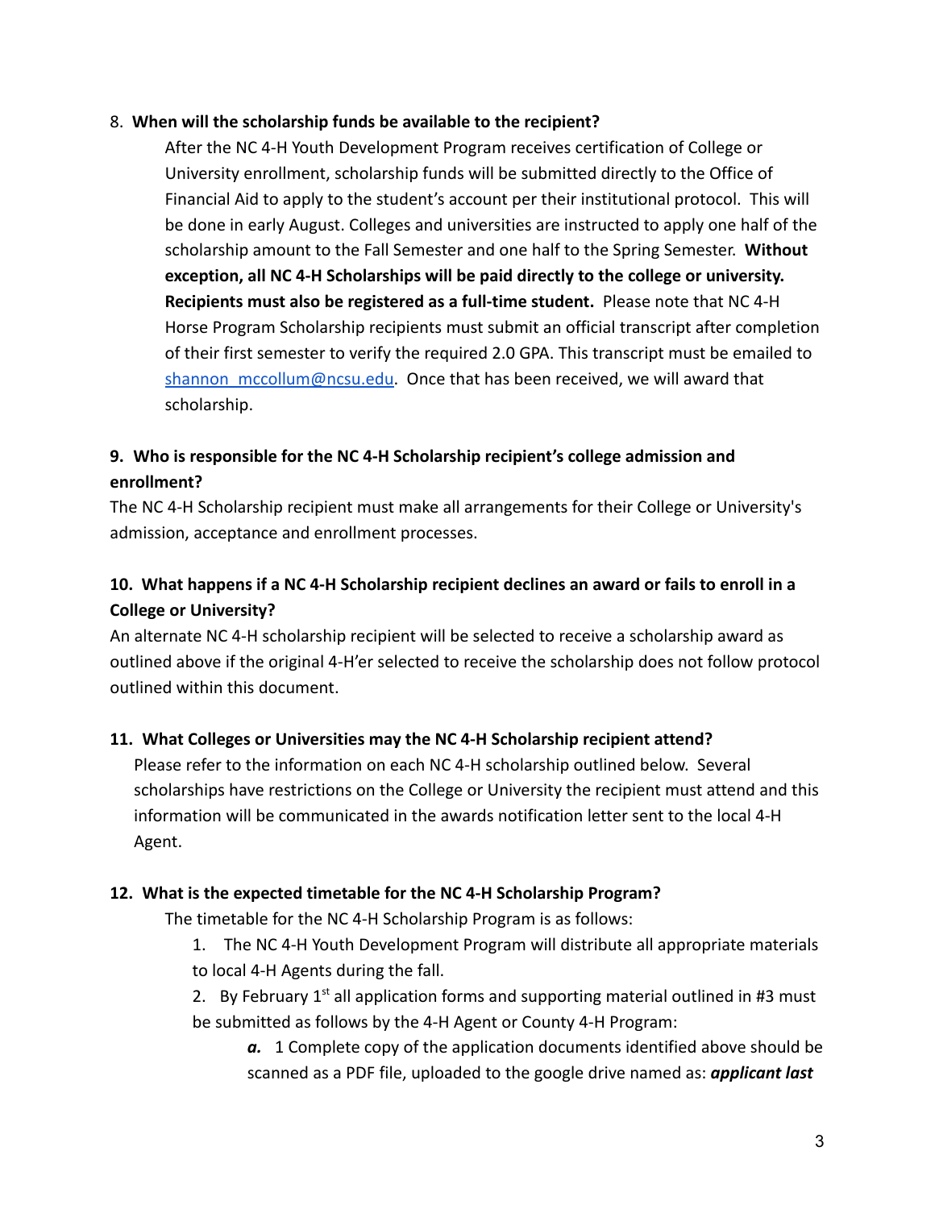8. **When will the scholarship funds be available to the recipient?**

   After the NC 4-H Youth Development Program receives certification of College or University enrollment, scholarship funds will be submitted directly to the Office of Financial Aid to apply to the student's account per their institutional protocol. This will be done in early August. Colleges and universities are instructed to apply one half of the scholarship amount to the Fall Semester and one half to the Spring Semester. **Without exception, all NC 4-H Scholarships will be paid directly to the college or university. Recipients must also be registered as a full-time student.** Please note that NC 4-H Horse Program Scholarship recipients must submit an official transcript after completion of their first semester to verify the required 2.0 GPA. This transcript must be emailed to shannon_mccollum@ncsu.edu. Once that has been received, we will award that scholarship.

**9. Who is responsible for the NC 4-H Scholarship recipient's college admission and enrollment?**

The NC 4-H Scholarship recipient must make all arrangements for their College or University's admission, acceptance and enrollment processes.

**10. What happens if a NC 4-H Scholarship recipient declines an award or fails to enroll in a College or University?**

An alternate NC 4-H scholarship recipient will be selected to receive a scholarship award as outlined above if the original 4-H'er selected to receive the scholarship does not follow protocol outlined within this document.

**11. What Colleges or Universities may the NC 4-H Scholarship recipient attend?**

Please refer to the information on each NC 4-H scholarship outlined below. Several scholarships have restrictions on the College or University the recipient must attend and this information will be communicated in the awards notification letter sent to the local 4-H Agent.

**12. What is the expected timetable for the NC 4-H Scholarship Program?**

The timetable for the NC 4-H Scholarship Program is as follows:

1. The NC 4-H Youth Development Program will distribute all appropriate materials to local 4-H Agents during the fall.
2. By February 1st all application forms and supporting material outlined in #3 must be submitted as follows by the 4-H Agent or County 4-H Program:

   ***a.*** 1 Complete copy of the application documents identified above should be scanned as a PDF file, uploaded to the google drive named as: ***applicant last***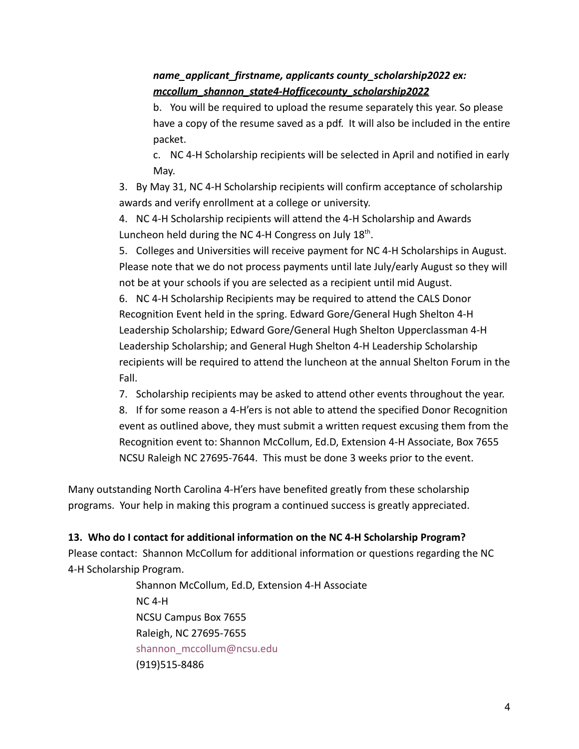***name_applicant_firstname, applicants county_scholarship2022 ex:*** ***<u>mccollum_shannon_state4-Hofficecounty_scholarship2022</u>***

b. You will be required to upload the resume separately this year. So please have a copy of the resume saved as a pdf. It will also be included in the entire packet.

c. NC 4-H Scholarship recipients will be selected in April and notified in early May.

3. By May 31, NC 4-H Scholarship recipients will confirm acceptance of scholarship awards and verify enrollment at a college or university.
4. NC 4-H Scholarship recipients will attend the 4-H Scholarship and Awards Luncheon held during the NC 4-H Congress on July 18th.
5. Colleges and Universities will receive payment for NC 4-H Scholarships in August. Please note that we do not process payments until late July/early August so they will not be at your schools if you are selected as a recipient until mid August.
6. NC 4-H Scholarship Recipients may be required to attend the CALS Donor Recognition Event held in the spring. Edward Gore/General Hugh Shelton 4-H Leadership Scholarship; Edward Gore/General Hugh Shelton Upperclassman 4-H Leadership Scholarship; and General Hugh Shelton 4-H Leadership Scholarship recipients will be required to attend the luncheon at the annual Shelton Forum in the Fall.
7. Scholarship recipients may be asked to attend other events throughout the year.
8. If for some reason a 4-H'ers is not able to attend the specified Donor Recognition event as outlined above, they must submit a written request excusing them from the Recognition event to: Shannon McCollum, Ed.D, Extension 4-H Associate, Box 7655 NCSU Raleigh NC 27695-7644. This must be done 3 weeks prior to the event.

Many outstanding North Carolina 4-H'ers have benefited greatly from these scholarship programs. Your help in making this program a continued success is greatly appreciated.

**13. Who do I contact for additional information on the NC 4-H Scholarship Program?**

Please contact: Shannon McCollum for additional information or questions regarding the NC 4-H Scholarship Program.

Shannon McCollum, Ed.D, Extension 4-H Associate
NC 4-H
NCSU Campus Box 7655
Raleigh, NC 27695-7655
shannon_mccollum@ncsu.edu
(919)515-8486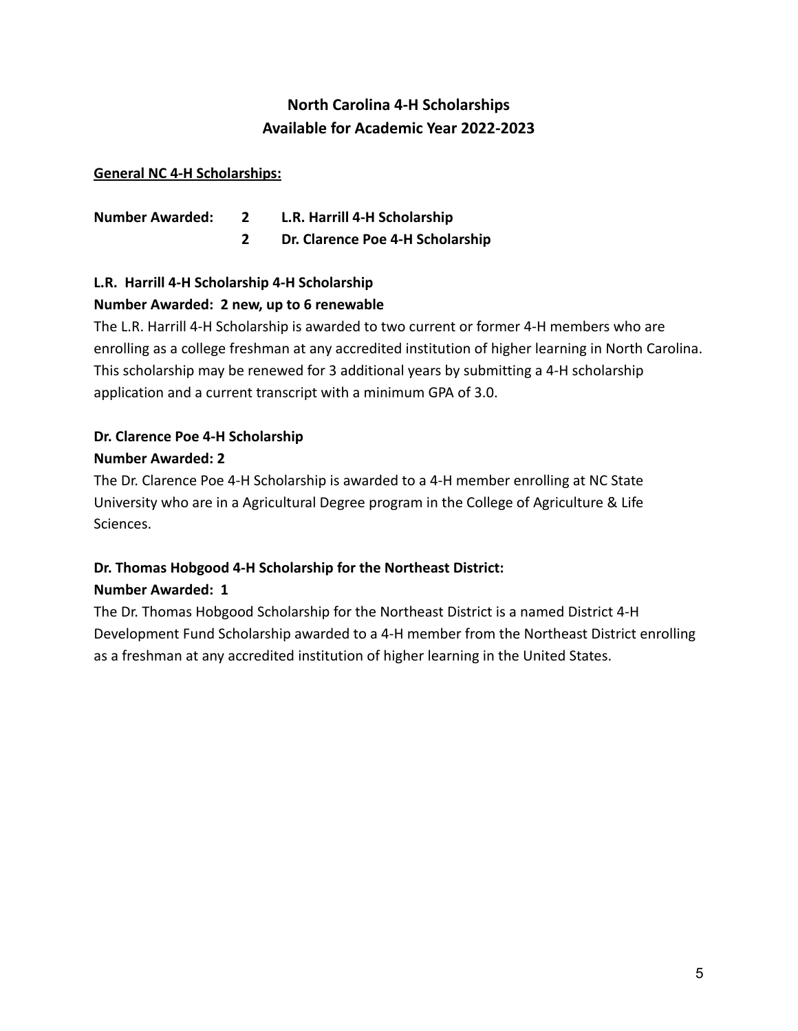## North Carolina 4-H Scholarships
## Available for Academic Year 2022-2023

**General NC 4-H Scholarships:**

| **Number Awarded:** | **2** | **L.R. Harrill 4-H Scholarship** |
|---|---|---|
| | **2** | **Dr. Clarence Poe 4-H Scholarship** |

**L.R. Harrill 4-H Scholarship 4-H Scholarship**
**Number Awarded: 2 new, up to 6 renewable**

The L.R. Harrill 4-H Scholarship is awarded to two current or former 4-H members who are enrolling as a college freshman at any accredited institution of higher learning in North Carolina. This scholarship may be renewed for 3 additional years by submitting a 4-H scholarship application and a current transcript with a minimum GPA of 3.0.

**Dr. Clarence Poe 4-H Scholarship**
**Number Awarded: 2**

The Dr. Clarence Poe 4-H Scholarship is awarded to a 4-H member enrolling at NC State University who are in a Agricultural Degree program in the College of Agriculture & Life Sciences.

**Dr. Thomas Hobgood 4-H Scholarship for the Northeast District:**
**Number Awarded: 1**

The Dr. Thomas Hobgood Scholarship for the Northeast District is a named District 4-H Development Fund Scholarship awarded to a 4-H member from the Northeast District enrolling as a freshman at any accredited institution of higher learning in the United States.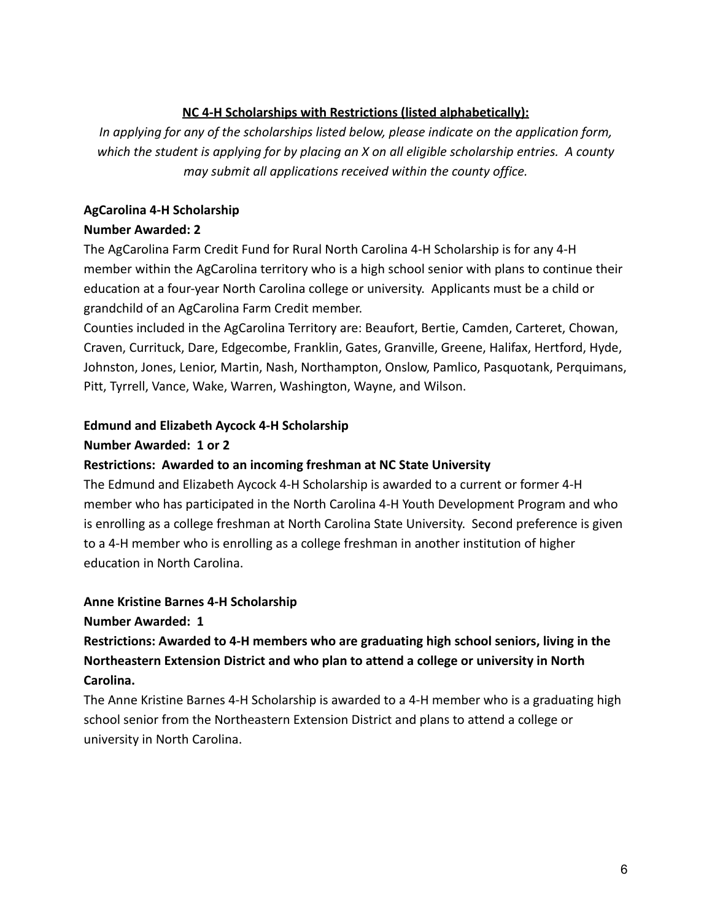**<u>NC 4-H Scholarships with Restrictions (listed alphabetically):</u>**

*In applying for any of the scholarships listed below, please indicate on the application form, which the student is applying for by placing an X on all eligible scholarship entries. A county may submit all applications received within the county office.*

**AgCarolina 4-H Scholarship**

**Number Awarded: 2**

The AgCarolina Farm Credit Fund for Rural North Carolina 4-H Scholarship is for any 4-H member within the AgCarolina territory who is a high school senior with plans to continue their education at a four-year North Carolina college or university. Applicants must be a child or grandchild of an AgCarolina Farm Credit member.

Counties included in the AgCarolina Territory are: Beaufort, Bertie, Camden, Carteret, Chowan, Craven, Currituck, Dare, Edgecombe, Franklin, Gates, Granville, Greene, Halifax, Hertford, Hyde, Johnston, Jones, Lenior, Martin, Nash, Northampton, Onslow, Pamlico, Pasquotank, Perquimans, Pitt, Tyrrell, Vance, Wake, Warren, Washington, Wayne, and Wilson.

**Edmund and Elizabeth Aycock 4-H Scholarship**

**Number Awarded: 1 or 2**

**Restrictions: Awarded to an incoming freshman at NC State University**

The Edmund and Elizabeth Aycock 4-H Scholarship is awarded to a current or former 4-H member who has participated in the North Carolina 4-H Youth Development Program and who is enrolling as a college freshman at North Carolina State University. Second preference is given to a 4-H member who is enrolling as a college freshman in another institution of higher education in North Carolina.

**Anne Kristine Barnes 4-H Scholarship**

**Number Awarded: 1**

**Restrictions: Awarded to 4-H members who are graduating high school seniors, living in the Northeastern Extension District and who plan to attend a college or university in North Carolina.**

The Anne Kristine Barnes 4-H Scholarship is awarded to a 4-H member who is a graduating high school senior from the Northeastern Extension District and plans to attend a college or university in North Carolina.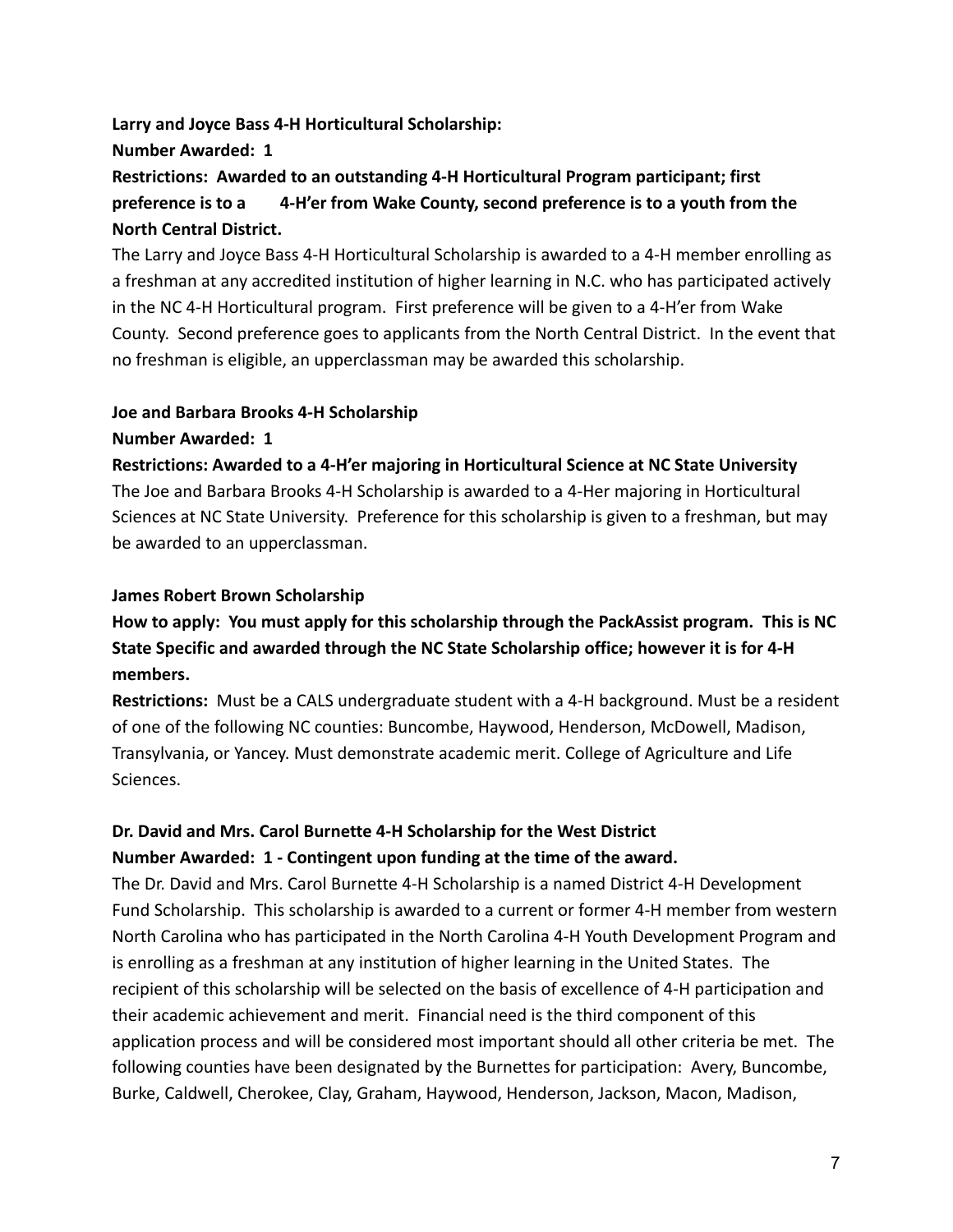**Larry and Joyce Bass 4-H Horticultural Scholarship:**

**Number Awarded: 1**

**Restrictions: Awarded to an outstanding 4-H Horticultural Program participant; first preference is to a 4-H'er from Wake County, second preference is to a youth from the North Central District.**

The Larry and Joyce Bass 4-H Horticultural Scholarship is awarded to a 4-H member enrolling as a freshman at any accredited institution of higher learning in N.C. who has participated actively in the NC 4-H Horticultural program. First preference will be given to a 4-H'er from Wake County. Second preference goes to applicants from the North Central District. In the event that no freshman is eligible, an upperclassman may be awarded this scholarship.

**Joe and Barbara Brooks 4-H Scholarship**

**Number Awarded: 1**

**Restrictions: Awarded to a 4-H'er majoring in Horticultural Science at NC State University**

The Joe and Barbara Brooks 4-H Scholarship is awarded to a 4-Her majoring in Horticultural Sciences at NC State University. Preference for this scholarship is given to a freshman, but may be awarded to an upperclassman.

**James Robert Brown Scholarship**

**How to apply: You must apply for this scholarship through the PackAssist program. This is NC State Specific and awarded through the NC State Scholarship office; however it is for 4-H members.**

**Restrictions:** Must be a CALS undergraduate student with a 4-H background. Must be a resident of one of the following NC counties: Buncombe, Haywood, Henderson, McDowell, Madison, Transylvania, or Yancey. Must demonstrate academic merit. College of Agriculture and Life Sciences.

**Dr. David and Mrs. Carol Burnette 4-H Scholarship for the West District**

**Number Awarded: 1 - Contingent upon funding at the time of the award.**

The Dr. David and Mrs. Carol Burnette 4-H Scholarship is a named District 4-H Development Fund Scholarship. This scholarship is awarded to a current or former 4-H member from western North Carolina who has participated in the North Carolina 4-H Youth Development Program and is enrolling as a freshman at any institution of higher learning in the United States. The recipient of this scholarship will be selected on the basis of excellence of 4-H participation and their academic achievement and merit. Financial need is the third component of this application process and will be considered most important should all other criteria be met. The following counties have been designated by the Burnettes for participation: Avery, Buncombe, Burke, Caldwell, Cherokee, Clay, Graham, Haywood, Henderson, Jackson, Macon, Madison,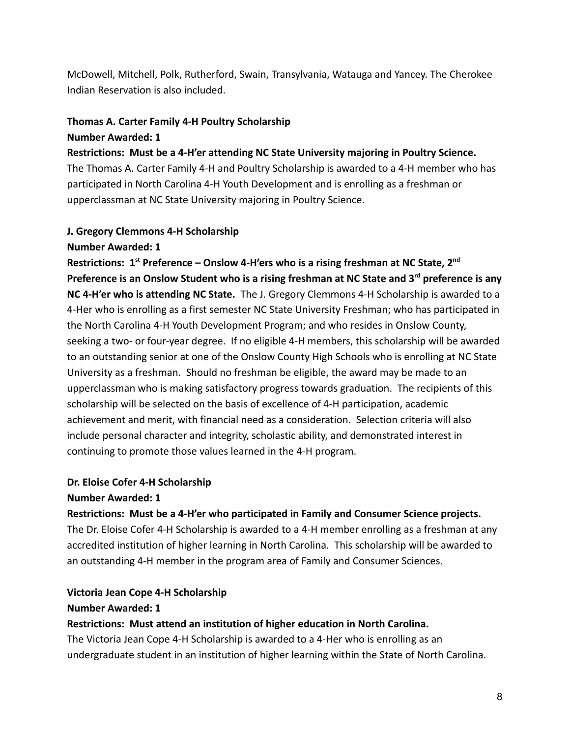McDowell, Mitchell, Polk, Rutherford, Swain, Transylvania, Watauga and Yancey. The Cherokee Indian Reservation is also included.

**Thomas A. Carter Family 4-H Poultry Scholarship**
**Number Awarded: 1**
**Restrictions: Must be a 4-H'er attending NC State University majoring in Poultry Science.**
The Thomas A. Carter Family 4-H and Poultry Scholarship is awarded to a 4-H member who has participated in North Carolina 4-H Youth Development and is enrolling as a freshman or upperclassman at NC State University majoring in Poultry Science.

**J. Gregory Clemmons 4-H Scholarship**
**Number Awarded: 1**
**Restrictions: 1st Preference – Onslow 4-H'ers who is a rising freshman at NC State, 2nd Preference is an Onslow Student who is a rising freshman at NC State and 3rd preference is any NC 4-H'er who is attending NC State.** The J. Gregory Clemmons 4-H Scholarship is awarded to a 4-Her who is enrolling as a first semester NC State University Freshman; who has participated in the North Carolina 4-H Youth Development Program; and who resides in Onslow County, seeking a two- or four-year degree. If no eligible 4-H members, this scholarship will be awarded to an outstanding senior at one of the Onslow County High Schools who is enrolling at NC State University as a freshman. Should no freshman be eligible, the award may be made to an upperclassman who is making satisfactory progress towards graduation. The recipients of this scholarship will be selected on the basis of excellence of 4-H participation, academic achievement and merit, with financial need as a consideration. Selection criteria will also include personal character and integrity, scholastic ability, and demonstrated interest in continuing to promote those values learned in the 4-H program.

**Dr. Eloise Cofer 4-H Scholarship**
**Number Awarded: 1**
**Restrictions: Must be a 4-H'er who participated in Family and Consumer Science projects.**
The Dr. Eloise Cofer 4-H Scholarship is awarded to a 4-H member enrolling as a freshman at any accredited institution of higher learning in North Carolina. This scholarship will be awarded to an outstanding 4-H member in the program area of Family and Consumer Sciences.

**Victoria Jean Cope 4-H Scholarship**
**Number Awarded: 1**
**Restrictions: Must attend an institution of higher education in North Carolina.**
The Victoria Jean Cope 4-H Scholarship is awarded to a 4-Her who is enrolling as an undergraduate student in an institution of higher learning within the State of North Carolina.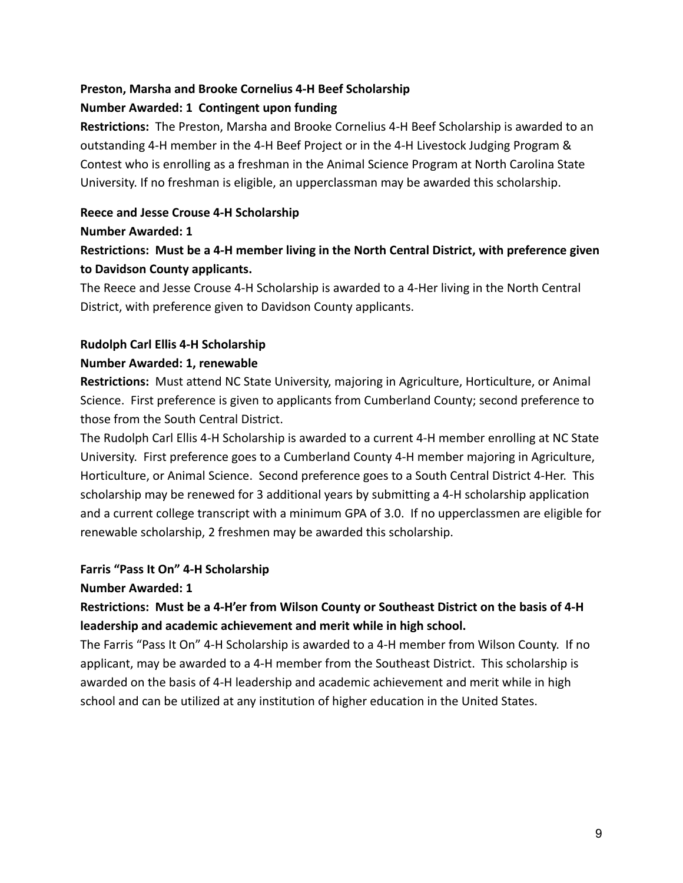**Preston, Marsha and Brooke Cornelius 4-H Beef Scholarship**

**Number Awarded: 1 Contingent upon funding**

**Restrictions:** The Preston, Marsha and Brooke Cornelius 4-H Beef Scholarship is awarded to an outstanding 4-H member in the 4-H Beef Project or in the 4-H Livestock Judging Program & Contest who is enrolling as a freshman in the Animal Science Program at North Carolina State University. If no freshman is eligible, an upperclassman may be awarded this scholarship.

**Reece and Jesse Crouse 4-H Scholarship**

**Number Awarded: 1**

**Restrictions: Must be a 4-H member living in the North Central District, with preference given to Davidson County applicants.**

The Reece and Jesse Crouse 4-H Scholarship is awarded to a 4-Her living in the North Central District, with preference given to Davidson County applicants.

**Rudolph Carl Ellis 4-H Scholarship**

**Number Awarded: 1, renewable**

**Restrictions:** Must attend NC State University, majoring in Agriculture, Horticulture, or Animal Science. First preference is given to applicants from Cumberland County; second preference to those from the South Central District.

The Rudolph Carl Ellis 4-H Scholarship is awarded to a current 4-H member enrolling at NC State University. First preference goes to a Cumberland County 4-H member majoring in Agriculture, Horticulture, or Animal Science. Second preference goes to a South Central District 4-Her. This scholarship may be renewed for 3 additional years by submitting a 4-H scholarship application and a current college transcript with a minimum GPA of 3.0. If no upperclassmen are eligible for renewable scholarship, 2 freshmen may be awarded this scholarship.

**Farris "Pass It On" 4-H Scholarship**

**Number Awarded: 1**

**Restrictions: Must be a 4-H'er from Wilson County or Southeast District on the basis of 4-H leadership and academic achievement and merit while in high school.**

The Farris "Pass It On" 4-H Scholarship is awarded to a 4-H member from Wilson County. If no applicant, may be awarded to a 4-H member from the Southeast District. This scholarship is awarded on the basis of 4-H leadership and academic achievement and merit while in high school and can be utilized at any institution of higher education in the United States.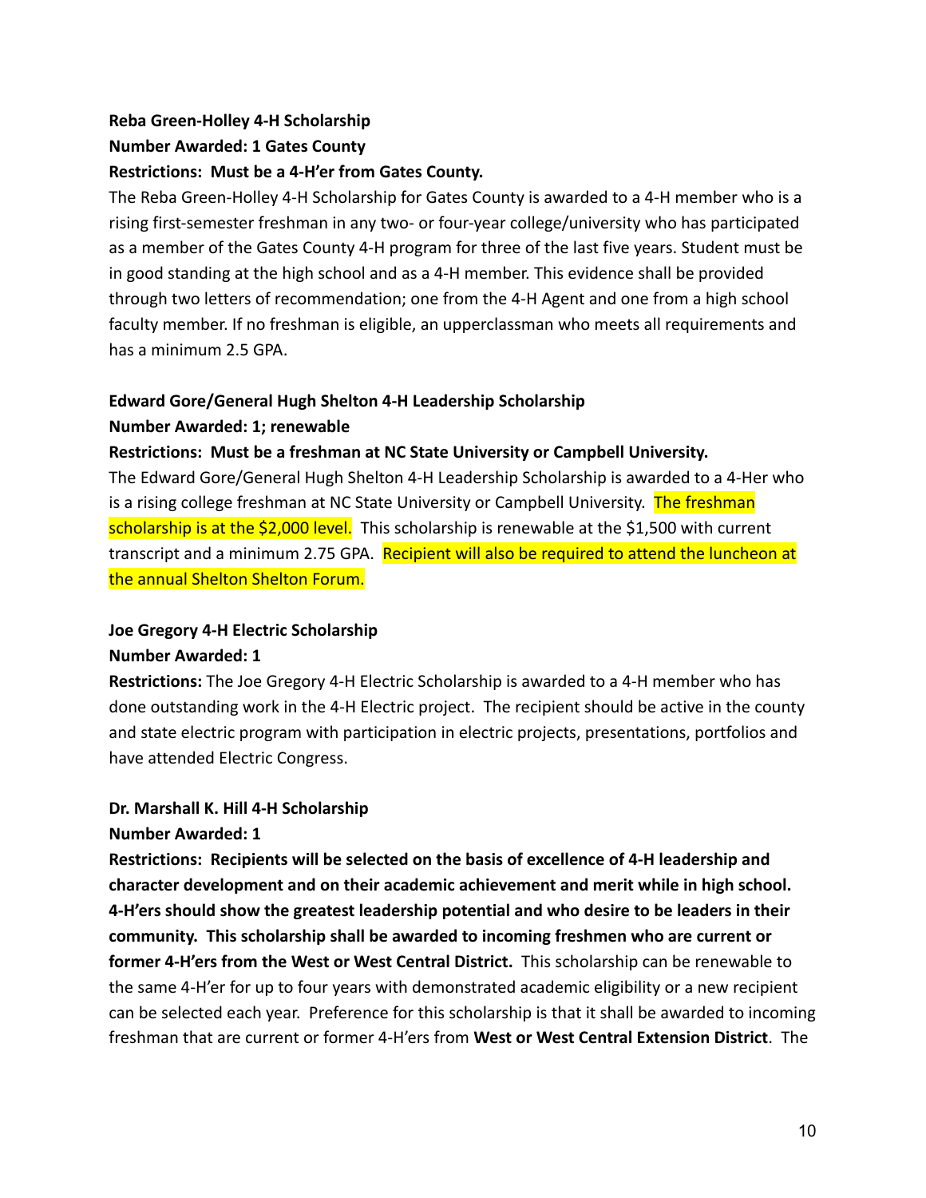**Reba Green-Holley 4-H Scholarship**
**Number Awarded: 1 Gates County**
**Restrictions: Must be a 4-H'er from Gates County.**

The Reba Green-Holley 4-H Scholarship for Gates County is awarded to a 4-H member who is a rising first-semester freshman in any two- or four-year college/university who has participated as a member of the Gates County 4-H program for three of the last five years. Student must be in good standing at the high school and as a 4-H member. This evidence shall be provided through two letters of recommendation; one from the 4-H Agent and one from a high school faculty member. If no freshman is eligible, an upperclassman who meets all requirements and has a minimum 2.5 GPA.

**Edward Gore/General Hugh Shelton 4-H Leadership Scholarship**
**Number Awarded: 1; renewable**
**Restrictions: Must be a freshman at NC State University or Campbell University.**

The Edward Gore/General Hugh Shelton 4-H Leadership Scholarship is awarded to a 4-Her who is a rising college freshman at NC State University or Campbell University. The freshman scholarship is at the $2,000 level. This scholarship is renewable at the $1,500 with current transcript and a minimum 2.75 GPA. Recipient will also be required to attend the luncheon at the annual Shelton Shelton Forum.

**Joe Gregory 4-H Electric Scholarship**
**Number Awarded: 1**
**Restrictions:** The Joe Gregory 4-H Electric Scholarship is awarded to a 4-H member who has done outstanding work in the 4-H Electric project. The recipient should be active in the county and state electric program with participation in electric projects, presentations, portfolios and have attended Electric Congress.

**Dr. Marshall K. Hill 4-H Scholarship**
**Number Awarded: 1**
**Restrictions: Recipients will be selected on the basis of excellence of 4-H leadership and character development and on their academic achievement and merit while in high school. 4-H'ers should show the greatest leadership potential and who desire to be leaders in their community. This scholarship shall be awarded to incoming freshmen who are current or former 4-H'ers from the West or West Central District.** This scholarship can be renewable to the same 4-H'er for up to four years with demonstrated academic eligibility or a new recipient can be selected each year. Preference for this scholarship is that it shall be awarded to incoming freshman that are current or former 4-H'ers from **West or West Central Extension District**. The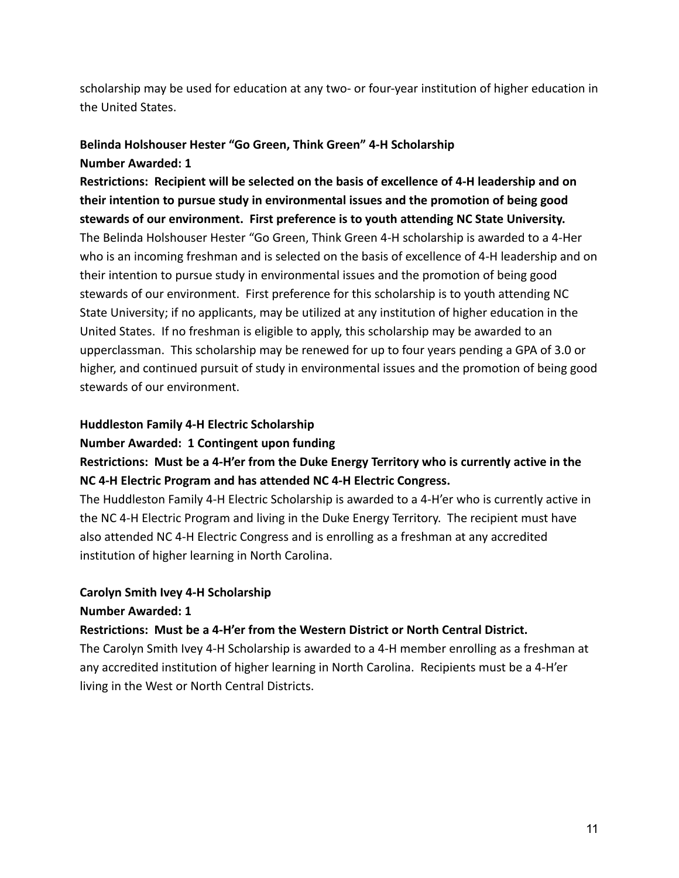scholarship may be used for education at any two- or four-year institution of higher education in the United States.

**Belinda Holshouser Hester "Go Green, Think Green" 4-H Scholarship**
**Number Awarded: 1**
**Restrictions: Recipient will be selected on the basis of excellence of 4-H leadership and on their intention to pursue study in environmental issues and the promotion of being good stewards of our environment. First preference is to youth attending NC State University.**
The Belinda Holshouser Hester "Go Green, Think Green 4-H scholarship is awarded to a 4-Her who is an incoming freshman and is selected on the basis of excellence of 4-H leadership and on their intention to pursue study in environmental issues and the promotion of being good stewards of our environment. First preference for this scholarship is to youth attending NC State University; if no applicants, may be utilized at any institution of higher education in the United States. If no freshman is eligible to apply, this scholarship may be awarded to an upperclassman. This scholarship may be renewed for up to four years pending a GPA of 3.0 or higher, and continued pursuit of study in environmental issues and the promotion of being good stewards of our environment.

**Huddleston Family 4-H Electric Scholarship**
**Number Awarded: 1 Contingent upon funding**
**Restrictions: Must be a 4-H'er from the Duke Energy Territory who is currently active in the NC 4-H Electric Program and has attended NC 4-H Electric Congress.**
The Huddleston Family 4-H Electric Scholarship is awarded to a 4-H'er who is currently active in the NC 4-H Electric Program and living in the Duke Energy Territory. The recipient must have also attended NC 4-H Electric Congress and is enrolling as a freshman at any accredited institution of higher learning in North Carolina.

**Carolyn Smith Ivey 4-H Scholarship**
**Number Awarded: 1**
**Restrictions: Must be a 4-H'er from the Western District or North Central District.**
The Carolyn Smith Ivey 4-H Scholarship is awarded to a 4-H member enrolling as a freshman at any accredited institution of higher learning in North Carolina. Recipients must be a 4-H'er living in the West or North Central Districts.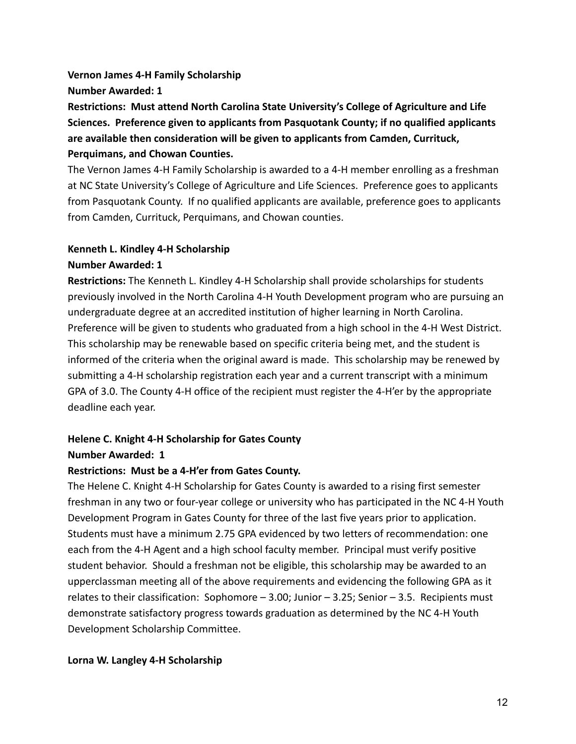**Vernon James 4-H Family Scholarship**

**Number Awarded: 1**

**Restrictions: Must attend North Carolina State University's College of Agriculture and Life Sciences. Preference given to applicants from Pasquotank County; if no qualified applicants are available then consideration will be given to applicants from Camden, Currituck, Perquimans, and Chowan Counties.**

The Vernon James 4-H Family Scholarship is awarded to a 4-H member enrolling as a freshman at NC State University's College of Agriculture and Life Sciences. Preference goes to applicants from Pasquotank County. If no qualified applicants are available, preference goes to applicants from Camden, Currituck, Perquimans, and Chowan counties.

**Kenneth L. Kindley 4-H Scholarship**

**Number Awarded: 1**

**Restrictions:** The Kenneth L. Kindley 4-H Scholarship shall provide scholarships for students previously involved in the North Carolina 4-H Youth Development program who are pursuing an undergraduate degree at an accredited institution of higher learning in North Carolina. Preference will be given to students who graduated from a high school in the 4-H West District. This scholarship may be renewable based on specific criteria being met, and the student is informed of the criteria when the original award is made. This scholarship may be renewed by submitting a 4-H scholarship registration each year and a current transcript with a minimum GPA of 3.0. The County 4-H office of the recipient must register the 4-H'er by the appropriate deadline each year.

**Helene C. Knight 4-H Scholarship for Gates County**

**Number Awarded: 1**

**Restrictions: Must be a 4-H'er from Gates County.**

The Helene C. Knight 4-H Scholarship for Gates County is awarded to a rising first semester freshman in any two or four-year college or university who has participated in the NC 4-H Youth Development Program in Gates County for three of the last five years prior to application. Students must have a minimum 2.75 GPA evidenced by two letters of recommendation: one each from the 4-H Agent and a high school faculty member. Principal must verify positive student behavior. Should a freshman not be eligible, this scholarship may be awarded to an upperclassman meeting all of the above requirements and evidencing the following GPA as it relates to their classification: Sophomore – 3.00; Junior – 3.25; Senior – 3.5. Recipients must demonstrate satisfactory progress towards graduation as determined by the NC 4-H Youth Development Scholarship Committee.

**Lorna W. Langley 4-H Scholarship**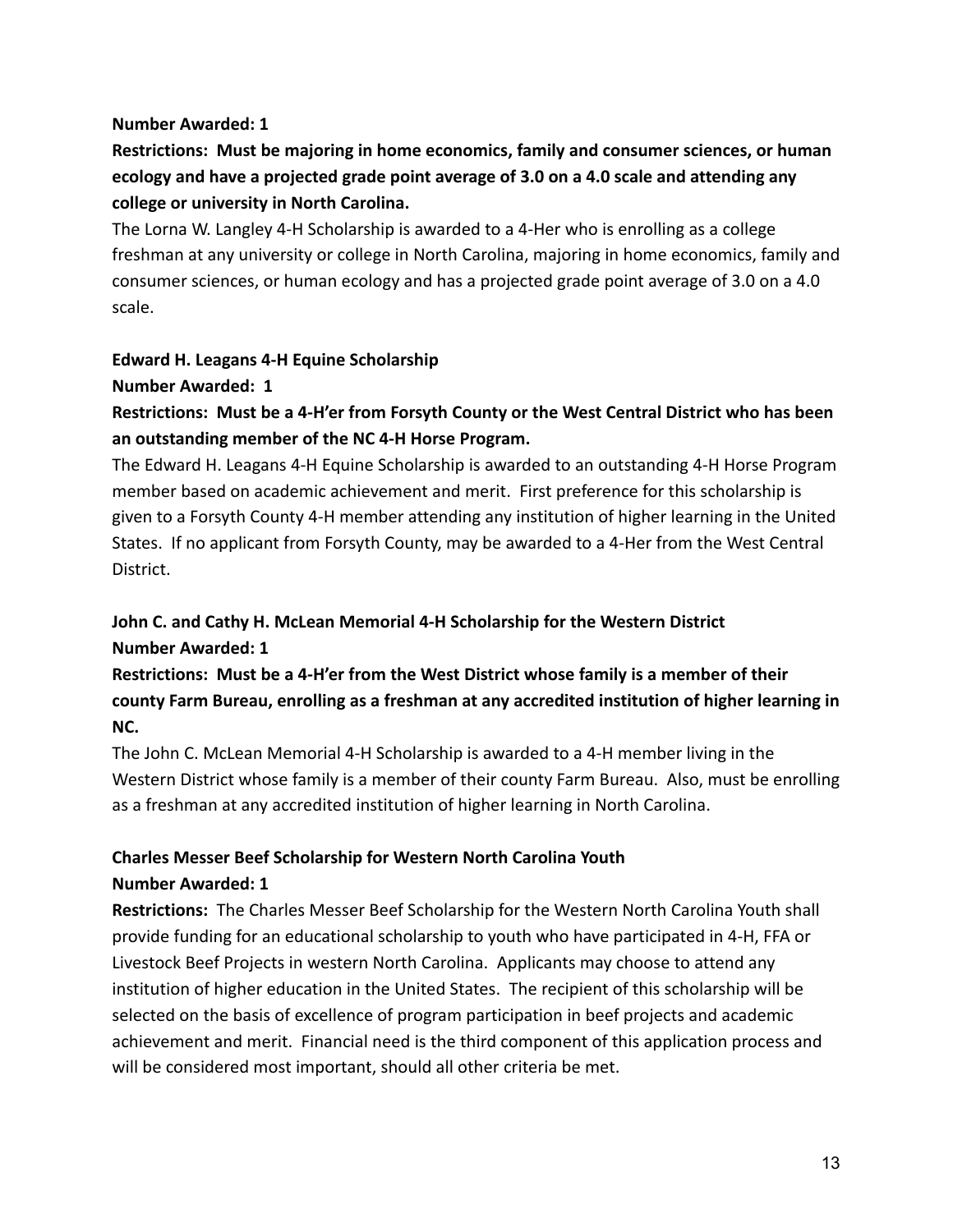**Number Awarded: 1**

**Restrictions: Must be majoring in home economics, family and consumer sciences, or human ecology and have a projected grade point average of 3.0 on a 4.0 scale and attending any college or university in North Carolina.**

The Lorna W. Langley 4-H Scholarship is awarded to a 4-Her who is enrolling as a college freshman at any university or college in North Carolina, majoring in home economics, family and consumer sciences, or human ecology and has a projected grade point average of 3.0 on a 4.0 scale.

**Edward H. Leagans 4-H Equine Scholarship**

**Number Awarded: 1**

**Restrictions: Must be a 4-H'er from Forsyth County or the West Central District who has been an outstanding member of the NC 4-H Horse Program.**

The Edward H. Leagans 4-H Equine Scholarship is awarded to an outstanding 4-H Horse Program member based on academic achievement and merit. First preference for this scholarship is given to a Forsyth County 4-H member attending any institution of higher learning in the United States. If no applicant from Forsyth County, may be awarded to a 4-Her from the West Central District.

**John C. and Cathy H. McLean Memorial 4-H Scholarship for the Western District**

**Number Awarded: 1**

**Restrictions: Must be a 4-H'er from the West District whose family is a member of their county Farm Bureau, enrolling as a freshman at any accredited institution of higher learning in NC.**

The John C. McLean Memorial 4-H Scholarship is awarded to a 4-H member living in the Western District whose family is a member of their county Farm Bureau. Also, must be enrolling as a freshman at any accredited institution of higher learning in North Carolina.

**Charles Messer Beef Scholarship for Western North Carolina Youth**

**Number Awarded: 1**

**Restrictions:** The Charles Messer Beef Scholarship for the Western North Carolina Youth shall provide funding for an educational scholarship to youth who have participated in 4-H, FFA or Livestock Beef Projects in western North Carolina. Applicants may choose to attend any institution of higher education in the United States. The recipient of this scholarship will be selected on the basis of excellence of program participation in beef projects and academic achievement and merit. Financial need is the third component of this application process and will be considered most important, should all other criteria be met.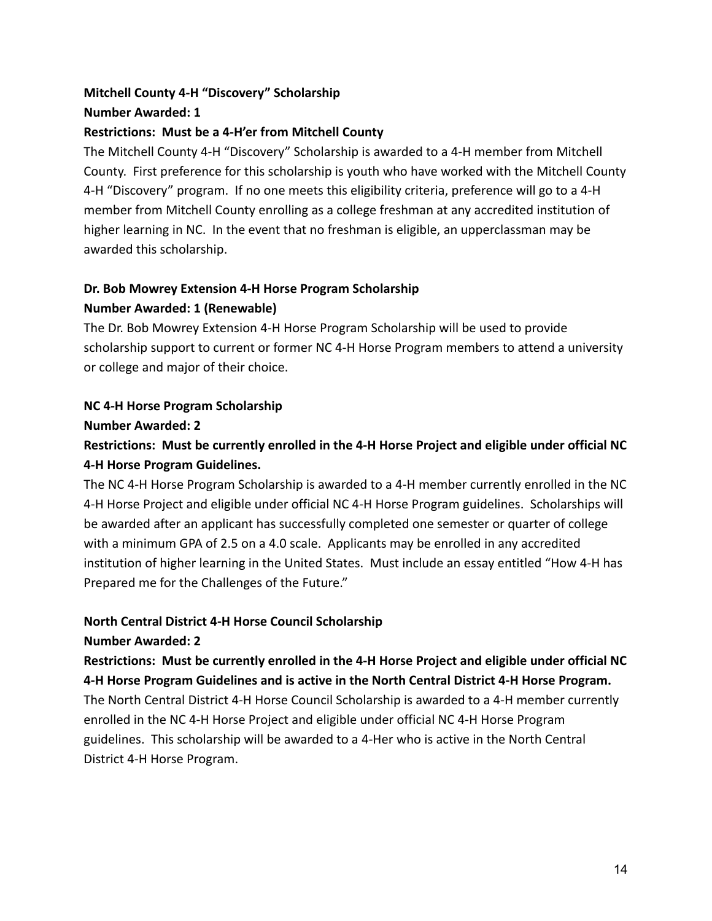**Mitchell County 4-H "Discovery" Scholarship**
**Number Awarded: 1**
**Restrictions: Must be a 4-H'er from Mitchell County**

The Mitchell County 4-H "Discovery" Scholarship is awarded to a 4-H member from Mitchell County. First preference for this scholarship is youth who have worked with the Mitchell County 4-H "Discovery" program. If no one meets this eligibility criteria, preference will go to a 4-H member from Mitchell County enrolling as a college freshman at any accredited institution of higher learning in NC. In the event that no freshman is eligible, an upperclassman may be awarded this scholarship.

**Dr. Bob Mowrey Extension 4-H Horse Program Scholarship**
**Number Awarded: 1 (Renewable)**

The Dr. Bob Mowrey Extension 4-H Horse Program Scholarship will be used to provide scholarship support to current or former NC 4-H Horse Program members to attend a university or college and major of their choice.

**NC 4-H Horse Program Scholarship**
**Number Awarded: 2**
**Restrictions: Must be currently enrolled in the 4-H Horse Project and eligible under official NC 4-H Horse Program Guidelines.**

The NC 4-H Horse Program Scholarship is awarded to a 4-H member currently enrolled in the NC 4-H Horse Project and eligible under official NC 4-H Horse Program guidelines. Scholarships will be awarded after an applicant has successfully completed one semester or quarter of college with a minimum GPA of 2.5 on a 4.0 scale. Applicants may be enrolled in any accredited institution of higher learning in the United States. Must include an essay entitled "How 4-H has Prepared me for the Challenges of the Future."

**North Central District 4-H Horse Council Scholarship**
**Number Awarded: 2**
**Restrictions: Must be currently enrolled in the 4-H Horse Project and eligible under official NC 4-H Horse Program Guidelines and is active in the North Central District 4-H Horse Program.**

The North Central District 4-H Horse Council Scholarship is awarded to a 4-H member currently enrolled in the NC 4-H Horse Project and eligible under official NC 4-H Horse Program guidelines. This scholarship will be awarded to a 4-Her who is active in the North Central District 4-H Horse Program.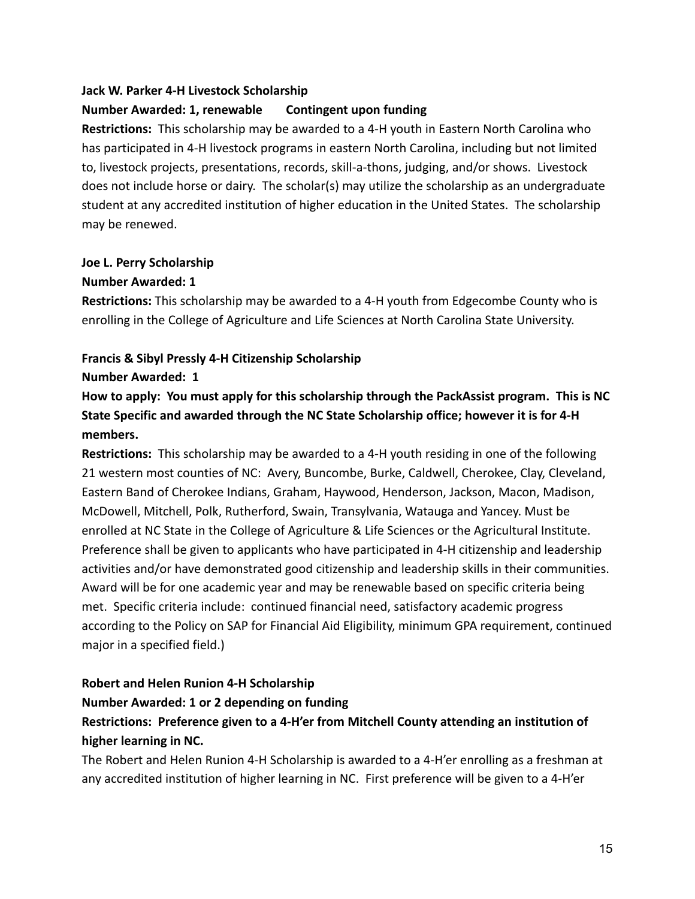**Jack W. Parker 4-H Livestock Scholarship**

**Number Awarded: 1, renewable Contingent upon funding**

**Restrictions:** This scholarship may be awarded to a 4-H youth in Eastern North Carolina who has participated in 4-H livestock programs in eastern North Carolina, including but not limited to, livestock projects, presentations, records, skill-a-thons, judging, and/or shows. Livestock does not include horse or dairy. The scholar(s) may utilize the scholarship as an undergraduate student at any accredited institution of higher education in the United States. The scholarship may be renewed.

**Joe L. Perry Scholarship**

**Number Awarded: 1**

**Restrictions:** This scholarship may be awarded to a 4-H youth from Edgecombe County who is enrolling in the College of Agriculture and Life Sciences at North Carolina State University.

**Francis & Sibyl Pressly 4-H Citizenship Scholarship**

**Number Awarded: 1**

**How to apply: You must apply for this scholarship through the PackAssist program. This is NC State Specific and awarded through the NC State Scholarship office; however it is for 4-H members.**

**Restrictions:** This scholarship may be awarded to a 4-H youth residing in one of the following 21 western most counties of NC: Avery, Buncombe, Burke, Caldwell, Cherokee, Clay, Cleveland, Eastern Band of Cherokee Indians, Graham, Haywood, Henderson, Jackson, Macon, Madison, McDowell, Mitchell, Polk, Rutherford, Swain, Transylvania, Watauga and Yancey. Must be enrolled at NC State in the College of Agriculture & Life Sciences or the Agricultural Institute. Preference shall be given to applicants who have participated in 4-H citizenship and leadership activities and/or have demonstrated good citizenship and leadership skills in their communities. Award will be for one academic year and may be renewable based on specific criteria being met. Specific criteria include: continued financial need, satisfactory academic progress according to the Policy on SAP for Financial Aid Eligibility, minimum GPA requirement, continued major in a specified field.)

**Robert and Helen Runion 4-H Scholarship**

**Number Awarded: 1 or 2 depending on funding**

**Restrictions: Preference given to a 4-H'er from Mitchell County attending an institution of higher learning in NC.**

The Robert and Helen Runion 4-H Scholarship is awarded to a 4-H'er enrolling as a freshman at any accredited institution of higher learning in NC. First preference will be given to a 4-H'er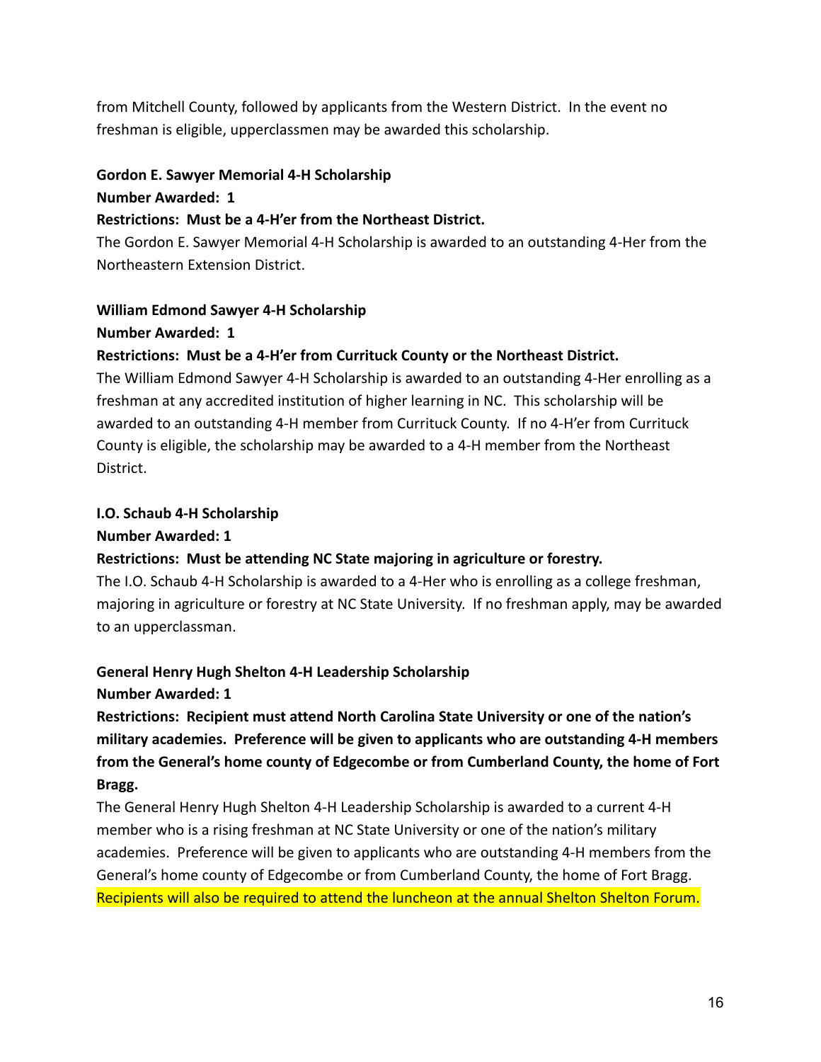from Mitchell County, followed by applicants from the Western District. In the event no freshman is eligible, upperclassmen may be awarded this scholarship.

**Gordon E. Sawyer Memorial 4-H Scholarship**

**Number Awarded: 1**

**Restrictions: Must be a 4-H'er from the Northeast District.**

The Gordon E. Sawyer Memorial 4-H Scholarship is awarded to an outstanding 4-Her from the Northeastern Extension District.

**William Edmond Sawyer 4-H Scholarship**

**Number Awarded: 1**

**Restrictions: Must be a 4-H'er from Currituck County or the Northeast District.**

The William Edmond Sawyer 4-H Scholarship is awarded to an outstanding 4-Her enrolling as a freshman at any accredited institution of higher learning in NC. This scholarship will be awarded to an outstanding 4-H member from Currituck County. If no 4-H'er from Currituck County is eligible, the scholarship may be awarded to a 4-H member from the Northeast District.

**I.O. Schaub 4-H Scholarship**

**Number Awarded: 1**

**Restrictions: Must be attending NC State majoring in agriculture or forestry.**

The I.O. Schaub 4-H Scholarship is awarded to a 4-Her who is enrolling as a college freshman, majoring in agriculture or forestry at NC State University. If no freshman apply, may be awarded to an upperclassman.

**General Henry Hugh Shelton 4-H Leadership Scholarship**

**Number Awarded: 1**

**Restrictions: Recipient must attend North Carolina State University or one of the nation's military academies. Preference will be given to applicants who are outstanding 4-H members from the General's home county of Edgecombe or from Cumberland County, the home of Fort Bragg.**

The General Henry Hugh Shelton 4-H Leadership Scholarship is awarded to a current 4-H member who is a rising freshman at NC State University or one of the nation's military academies. Preference will be given to applicants who are outstanding 4-H members from the General's home county of Edgecombe or from Cumberland County, the home of Fort Bragg. Recipients will also be required to attend the luncheon at the annual Shelton Shelton Forum.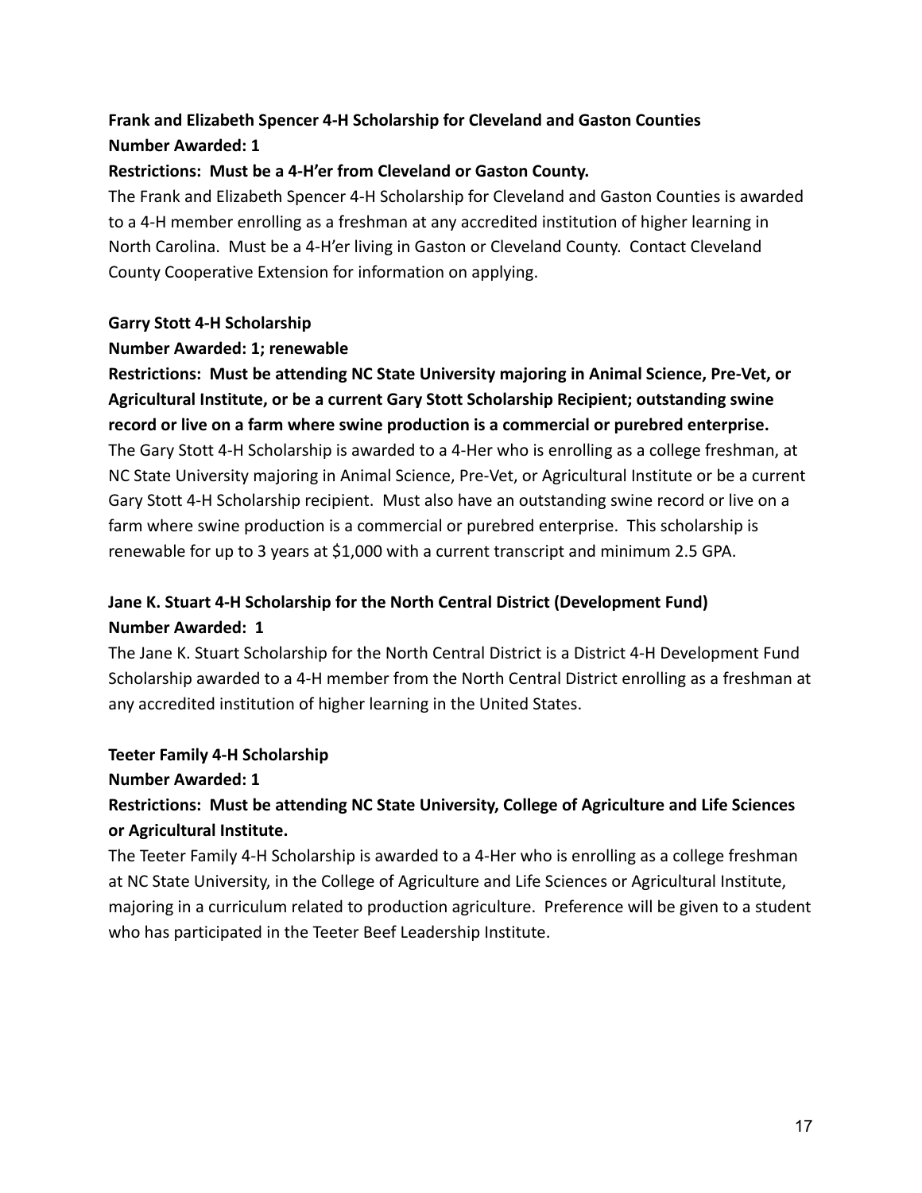**Frank and Elizabeth Spencer 4-H Scholarship for Cleveland and Gaston Counties**
**Number Awarded: 1**
**Restrictions: Must be a 4-H'er from Cleveland or Gaston County.**

The Frank and Elizabeth Spencer 4-H Scholarship for Cleveland and Gaston Counties is awarded to a 4-H member enrolling as a freshman at any accredited institution of higher learning in North Carolina. Must be a 4-H'er living in Gaston or Cleveland County. Contact Cleveland County Cooperative Extension for information on applying.

**Garry Stott 4-H Scholarship**
**Number Awarded: 1; renewable**
**Restrictions: Must be attending NC State University majoring in Animal Science, Pre-Vet, or Agricultural Institute, or be a current Gary Stott Scholarship Recipient; outstanding swine record or live on a farm where swine production is a commercial or purebred enterprise.**

The Gary Stott 4-H Scholarship is awarded to a 4-Her who is enrolling as a college freshman, at NC State University majoring in Animal Science, Pre-Vet, or Agricultural Institute or be a current Gary Stott 4-H Scholarship recipient. Must also have an outstanding swine record or live on a farm where swine production is a commercial or purebred enterprise. This scholarship is renewable for up to 3 years at $1,000 with a current transcript and minimum 2.5 GPA.

**Jane K. Stuart 4-H Scholarship for the North Central District (Development Fund)**
**Number Awarded: 1**

The Jane K. Stuart Scholarship for the North Central District is a District 4-H Development Fund Scholarship awarded to a 4-H member from the North Central District enrolling as a freshman at any accredited institution of higher learning in the United States.

**Teeter Family 4-H Scholarship**
**Number Awarded: 1**
**Restrictions: Must be attending NC State University, College of Agriculture and Life Sciences or Agricultural Institute.**

The Teeter Family 4-H Scholarship is awarded to a 4-Her who is enrolling as a college freshman at NC State University, in the College of Agriculture and Life Sciences or Agricultural Institute, majoring in a curriculum related to production agriculture. Preference will be given to a student who has participated in the Teeter Beef Leadership Institute.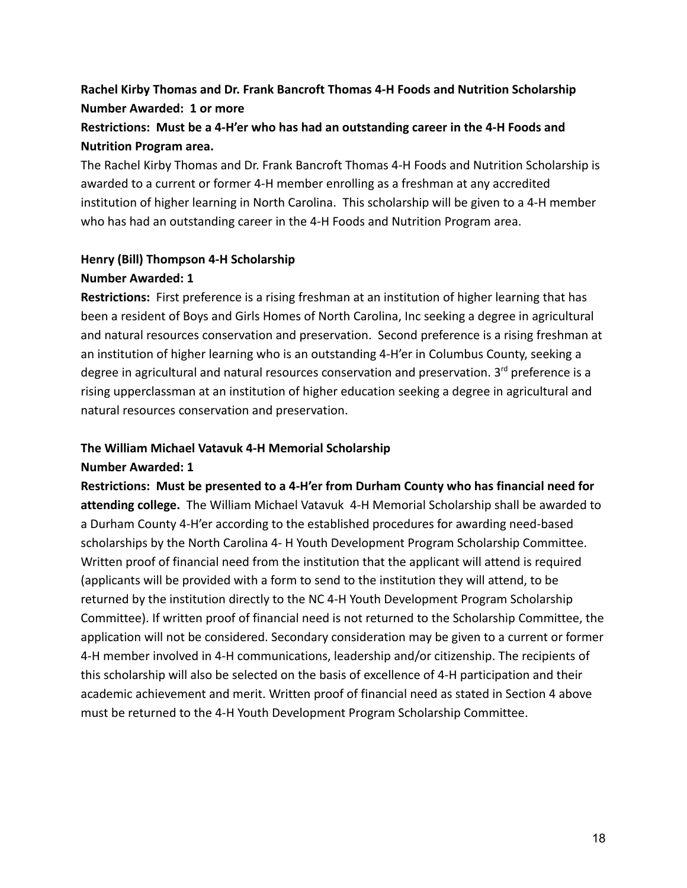**Rachel Kirby Thomas and Dr. Frank Bancroft Thomas 4-H Foods and Nutrition Scholarship**
**Number Awarded: 1 or more**

**Restrictions: Must be a 4-H'er who has had an outstanding career in the 4-H Foods and Nutrition Program area.**
The Rachel Kirby Thomas and Dr. Frank Bancroft Thomas 4-H Foods and Nutrition Scholarship is awarded to a current or former 4-H member enrolling as a freshman at any accredited institution of higher learning in North Carolina. This scholarship will be given to a 4-H member who has had an outstanding career in the 4-H Foods and Nutrition Program area.

**Henry (Bill) Thompson 4-H Scholarship**
**Number Awarded: 1**
**Restrictions:** First preference is a rising freshman at an institution of higher learning that has been a resident of Boys and Girls Homes of North Carolina, Inc seeking a degree in agricultural and natural resources conservation and preservation. Second preference is a rising freshman at an institution of higher learning who is an outstanding 4-H'er in Columbus County, seeking a degree in agricultural and natural resources conservation and preservation. 3rd preference is a rising upperclassman at an institution of higher education seeking a degree in agricultural and natural resources conservation and preservation.

**The William Michael Vatavuk 4-H Memorial Scholarship**
**Number Awarded: 1**
**Restrictions: Must be presented to a 4-H'er from Durham County who has financial need for attending college.** The William Michael Vatavuk 4-H Memorial Scholarship shall be awarded to a Durham County 4-H'er according to the established procedures for awarding need-based scholarships by the North Carolina 4- H Youth Development Program Scholarship Committee. Written proof of financial need from the institution that the applicant will attend is required (applicants will be provided with a form to send to the institution they will attend, to be returned by the institution directly to the NC 4-H Youth Development Program Scholarship Committee). If written proof of financial need is not returned to the Scholarship Committee, the application will not be considered. Secondary consideration may be given to a current or former 4-H member involved in 4-H communications, leadership and/or citizenship. The recipients of this scholarship will also be selected on the basis of excellence of 4-H participation and their academic achievement and merit. Written proof of financial need as stated in Section 4 above must be returned to the 4-H Youth Development Program Scholarship Committee.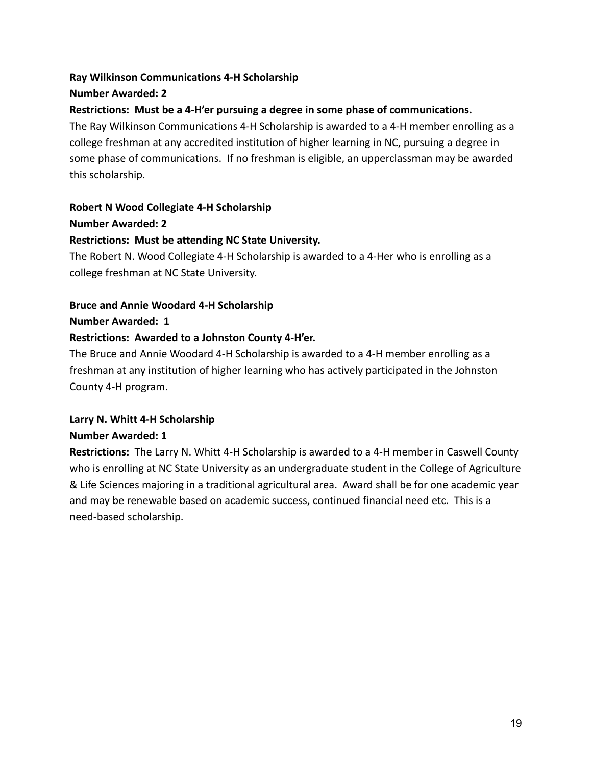**Ray Wilkinson Communications 4-H Scholarship**

**Number Awarded: 2**

**Restrictions: Must be a 4-H'er pursuing a degree in some phase of communications.**

The Ray Wilkinson Communications 4-H Scholarship is awarded to a 4-H member enrolling as a college freshman at any accredited institution of higher learning in NC, pursuing a degree in some phase of communications. If no freshman is eligible, an upperclassman may be awarded this scholarship.

**Robert N Wood Collegiate 4-H Scholarship**

**Number Awarded: 2**

**Restrictions: Must be attending NC State University.**

The Robert N. Wood Collegiate 4-H Scholarship is awarded to a 4-Her who is enrolling as a college freshman at NC State University.

**Bruce and Annie Woodard 4-H Scholarship**

**Number Awarded: 1**

**Restrictions: Awarded to a Johnston County 4-H'er.**

The Bruce and Annie Woodard 4-H Scholarship is awarded to a 4-H member enrolling as a freshman at any institution of higher learning who has actively participated in the Johnston County 4-H program.

**Larry N. Whitt 4-H Scholarship**

**Number Awarded: 1**

**Restrictions:** The Larry N. Whitt 4-H Scholarship is awarded to a 4-H member in Caswell County who is enrolling at NC State University as an undergraduate student in the College of Agriculture & Life Sciences majoring in a traditional agricultural area. Award shall be for one academic year and may be renewable based on academic success, continued financial need etc. This is a need-based scholarship.